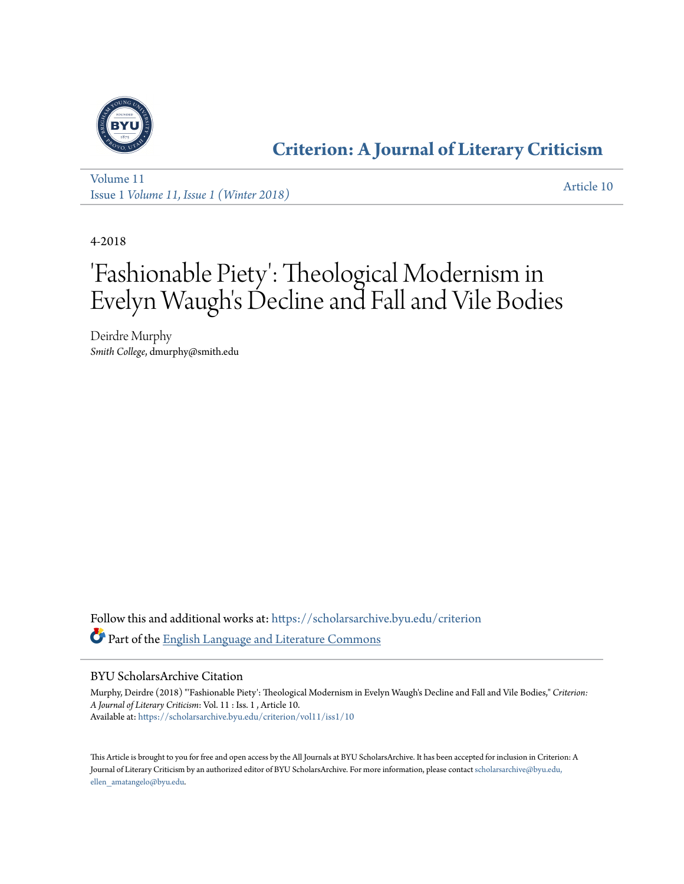# Criterion: A Journal of Literary Criticism

Volume 11
Issue 1 *Volume 11, Issue 1 (Winter 2018)*

Article 10

4-2018

# 'Fashionable Piety': Theological Modernism in Evelyn Waugh's Decline and Fall and Vile Bodies

Deirdre Murphy
*Smith College*, dmurphy@smith.edu

Follow this and additional works at: https://scholarsarchive.byu.edu/criterion

Part of the English Language and Literature Commons

## BYU ScholarsArchive Citation

Murphy, Deirdre (2018) "'Fashionable Piety': Theological Modernism in Evelyn Waugh's Decline and Fall and Vile Bodies," *Criterion: A Journal of Literary Criticism*: Vol. 11 : Iss. 1 , Article 10.
Available at: https://scholarsarchive.byu.edu/criterion/vol11/iss1/10

This Article is brought to you for free and open access by the All Journals at BYU ScholarsArchive. It has been accepted for inclusion in Criterion: A Journal of Literary Criticism by an authorized editor of BYU ScholarsArchive. For more information, please contact scholarsarchive@byu.edu, ellen_amatangelo@byu.edu.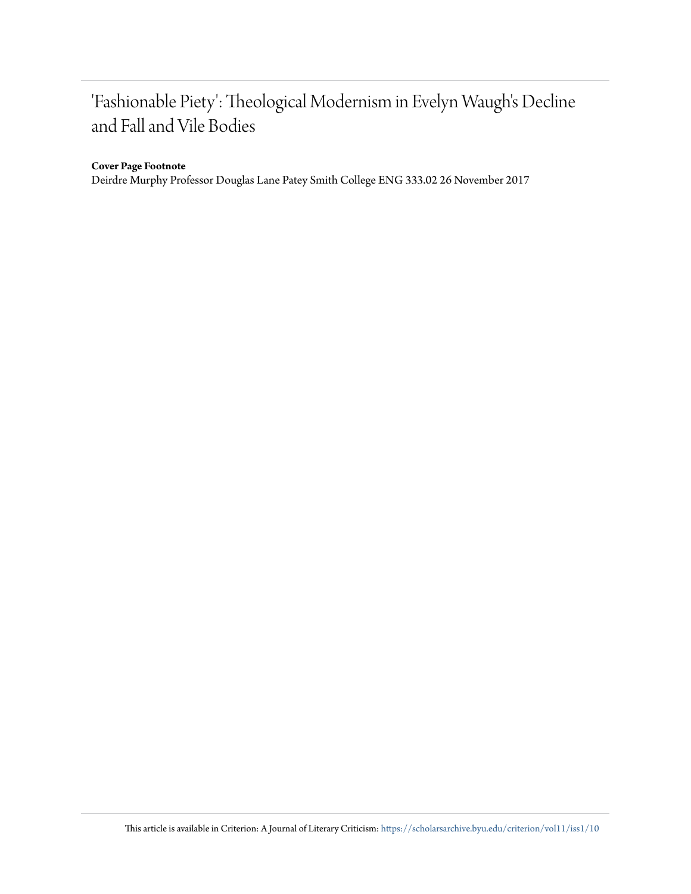# 'Fashionable Piety': Theological Modernism in Evelyn Waugh's Decline and Fall and Vile Bodies

**Cover Page Footnote**

Deirdre Murphy Professor Douglas Lane Patey Smith College ENG 333.02 26 November 2017

This article is available in Criterion: A Journal of Literary Criticism: https://scholarsarchive.byu.edu/criterion/vol11/iss1/10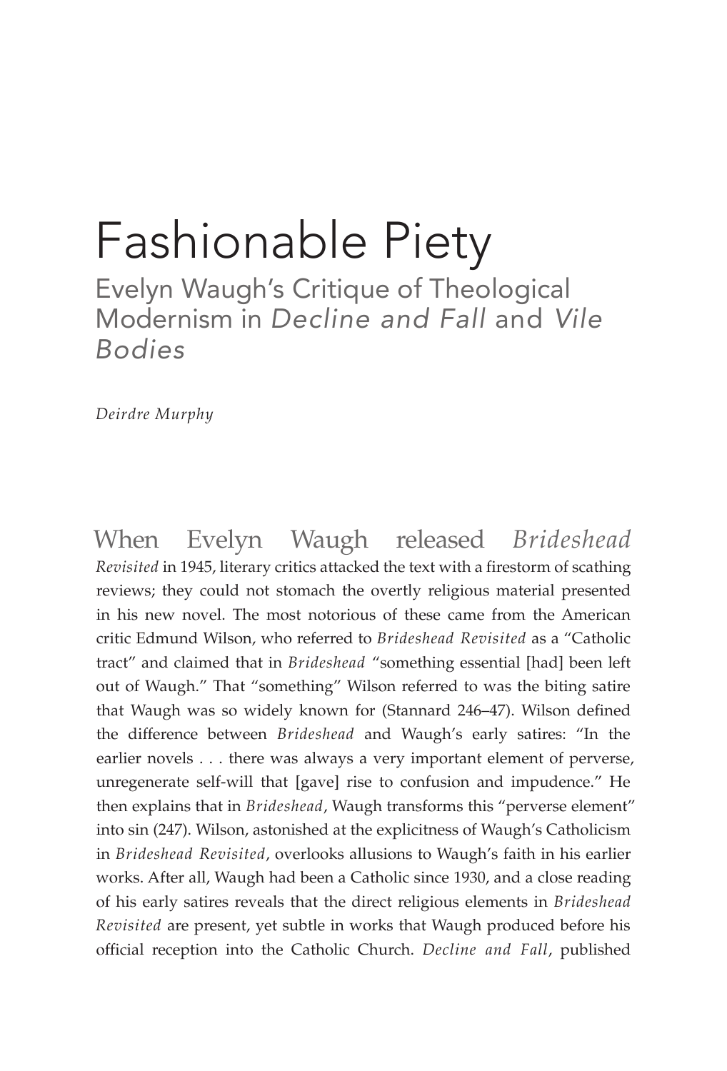# Fashionable Piety

## Evelyn Waugh's Critique of Theological Modernism in *Decline and Fall* and *Vile Bodies*

*Deirdre Murphy*

When Evelyn Waugh released *Brideshead Revisited* in 1945, literary critics attacked the text with a firestorm of scathing reviews; they could not stomach the overtly religious material presented in his new novel. The most notorious of these came from the American critic Edmund Wilson, who referred to *Brideshead Revisited* as a "Catholic tract" and claimed that in *Brideshead* "something essential [had] been left out of Waugh." That "something" Wilson referred to was the biting satire that Waugh was so widely known for (Stannard 246–47). Wilson defined the difference between *Brideshead* and Waugh's early satires: "In the earlier novels . . . there was always a very important element of perverse, unregenerate self-will that [gave] rise to confusion and impudence." He then explains that in *Brideshead*, Waugh transforms this "perverse element" into sin (247). Wilson, astonished at the explicitness of Waugh's Catholicism in *Brideshead Revisited*, overlooks allusions to Waugh's faith in his earlier works. After all, Waugh had been a Catholic since 1930, and a close reading of his early satires reveals that the direct religious elements in *Brideshead Revisited* are present, yet subtle in works that Waugh produced before his official reception into the Catholic Church. *Decline and Fall*, published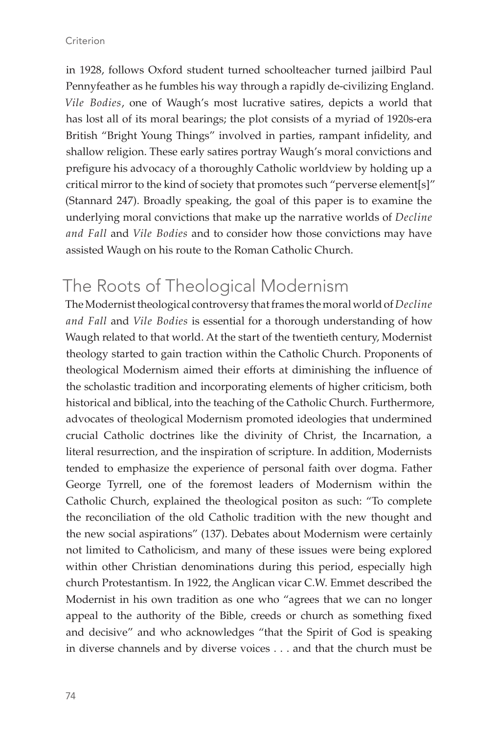in 1928, follows Oxford student turned schoolteacher turned jailbird Paul Pennyfeather as he fumbles his way through a rapidly de-civilizing England. *Vile Bodies*, one of Waugh's most lucrative satires, depicts a world that has lost all of its moral bearings; the plot consists of a myriad of 1920s-era British "Bright Young Things" involved in parties, rampant infidelity, and shallow religion. These early satires portray Waugh's moral convictions and prefigure his advocacy of a thoroughly Catholic worldview by holding up a critical mirror to the kind of society that promotes such "perverse element[s]" (Stannard 247). Broadly speaking, the goal of this paper is to examine the underlying moral convictions that make up the narrative worlds of *Decline and Fall* and *Vile Bodies* and to consider how those convictions may have assisted Waugh on his route to the Roman Catholic Church.

## The Roots of Theological Modernism

The Modernist theological controversy that frames the moral world of *Decline and Fall* and *Vile Bodies* is essential for a thorough understanding of how Waugh related to that world. At the start of the twentieth century, Modernist theology started to gain traction within the Catholic Church. Proponents of theological Modernism aimed their efforts at diminishing the influence of the scholastic tradition and incorporating elements of higher criticism, both historical and biblical, into the teaching of the Catholic Church. Furthermore, advocates of theological Modernism promoted ideologies that undermined crucial Catholic doctrines like the divinity of Christ, the Incarnation, a literal resurrection, and the inspiration of scripture. In addition, Modernists tended to emphasize the experience of personal faith over dogma. Father George Tyrrell, one of the foremost leaders of Modernism within the Catholic Church, explained the theological positon as such: "To complete the reconciliation of the old Catholic tradition with the new thought and the new social aspirations" (137). Debates about Modernism were certainly not limited to Catholicism, and many of these issues were being explored within other Christian denominations during this period, especially high church Protestantism. In 1922, the Anglican vicar C.W. Emmet described the Modernist in his own tradition as one who "agrees that we can no longer appeal to the authority of the Bible, creeds or church as something fixed and decisive" and who acknowledges "that the Spirit of God is speaking in diverse channels and by diverse voices . . . and that the church must be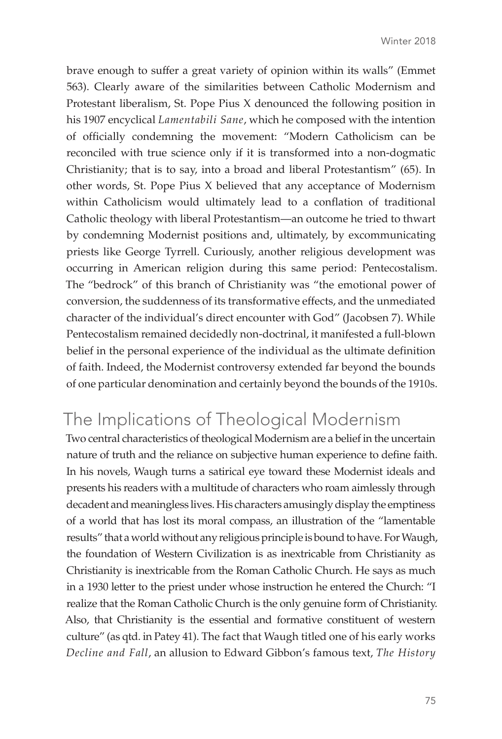brave enough to suffer a great variety of opinion within its walls" (Emmet 563). Clearly aware of the similarities between Catholic Modernism and Protestant liberalism, St. Pope Pius X denounced the following position in his 1907 encyclical *Lamentabili Sane*, which he composed with the intention of officially condemning the movement: "Modern Catholicism can be reconciled with true science only if it is transformed into a non-dogmatic Christianity; that is to say, into a broad and liberal Protestantism" (65). In other words, St. Pope Pius X believed that any acceptance of Modernism within Catholicism would ultimately lead to a conflation of traditional Catholic theology with liberal Protestantism—an outcome he tried to thwart by condemning Modernist positions and, ultimately, by excommunicating priests like George Tyrrell. Curiously, another religious development was occurring in American religion during this same period: Pentecostalism. The "bedrock" of this branch of Christianity was "the emotional power of conversion, the suddenness of its transformative effects, and the unmediated character of the individual's direct encounter with God" (Jacobsen 7). While Pentecostalism remained decidedly non-doctrinal, it manifested a full-blown belief in the personal experience of the individual as the ultimate definition of faith. Indeed, the Modernist controversy extended far beyond the bounds of one particular denomination and certainly beyond the bounds of the 1910s.

## The Implications of Theological Modernism

Two central characteristics of theological Modernism are a belief in the uncertain nature of truth and the reliance on subjective human experience to define faith. In his novels, Waugh turns a satirical eye toward these Modernist ideals and presents his readers with a multitude of characters who roam aimlessly through decadent and meaningless lives. His characters amusingly display the emptiness of a world that has lost its moral compass, an illustration of the "lamentable results" that a world without any religious principle is bound to have. For Waugh, the foundation of Western Civilization is as inextricable from Christianity as Christianity is inextricable from the Roman Catholic Church. He says as much in a 1930 letter to the priest under whose instruction he entered the Church: "I realize that the Roman Catholic Church is the only genuine form of Christianity. Also, that Christianity is the essential and formative constituent of western culture" (as qtd. in Patey 41). The fact that Waugh titled one of his early works *Decline and Fall*, an allusion to Edward Gibbon's famous text, *The History*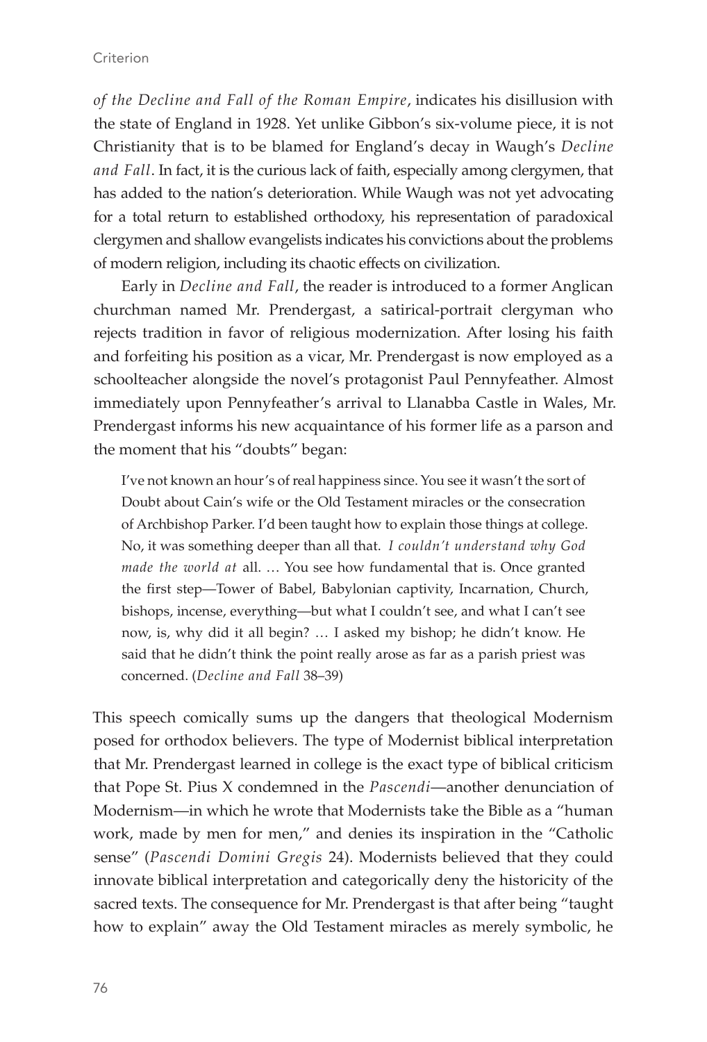*of the Decline and Fall of the Roman Empire*, indicates his disillusion with the state of England in 1928. Yet unlike Gibbon's six-volume piece, it is not Christianity that is to be blamed for England's decay in Waugh's *Decline and Fall*. In fact, it is the curious lack of faith, especially among clergymen, that has added to the nation's deterioration. While Waugh was not yet advocating for a total return to established orthodoxy, his representation of paradoxical clergymen and shallow evangelists indicates his convictions about the problems of modern religion, including its chaotic effects on civilization.

Early in *Decline and Fall*, the reader is introduced to a former Anglican churchman named Mr. Prendergast, a satirical-portrait clergyman who rejects tradition in favor of religious modernization. After losing his faith and forfeiting his position as a vicar, Mr. Prendergast is now employed as a schoolteacher alongside the novel's protagonist Paul Pennyfeather. Almost immediately upon Pennyfeather's arrival to Llanabba Castle in Wales, Mr. Prendergast informs his new acquaintance of his former life as a parson and the moment that his "doubts" began:

> I've not known an hour's of real happiness since. You see it wasn't the sort of Doubt about Cain's wife or the Old Testament miracles or the consecration of Archbishop Parker. I'd been taught how to explain those things at college. No, it was something deeper than all that. *I couldn't understand why God made the world at* all. … You see how fundamental that is. Once granted the first step—Tower of Babel, Babylonian captivity, Incarnation, Church, bishops, incense, everything—but what I couldn't see, and what I can't see now, is, why did it all begin? … I asked my bishop; he didn't know. He said that he didn't think the point really arose as far as a parish priest was concerned. (*Decline and Fall* 38–39)

This speech comically sums up the dangers that theological Modernism posed for orthodox believers. The type of Modernist biblical interpretation that Mr. Prendergast learned in college is the exact type of biblical criticism that Pope St. Pius X condemned in the *Pascendi*—another denunciation of Modernism—in which he wrote that Modernists take the Bible as a "human work, made by men for men," and denies its inspiration in the "Catholic sense" (*Pascendi Domini Gregis* 24). Modernists believed that they could innovate biblical interpretation and categorically deny the historicity of the sacred texts. The consequence for Mr. Prendergast is that after being "taught how to explain" away the Old Testament miracles as merely symbolic, he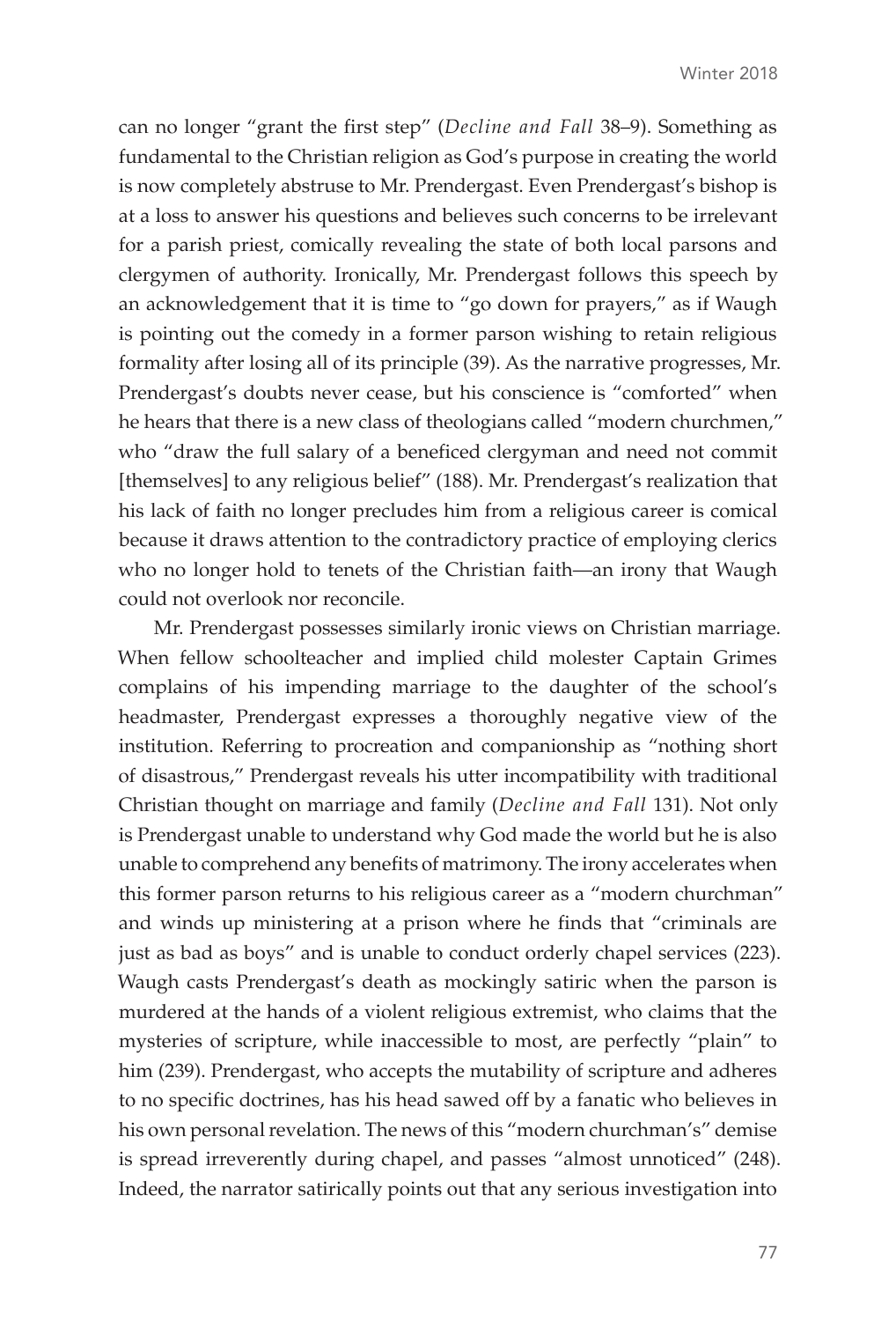can no longer "grant the first step" (*Decline and Fall* 38–9). Something as fundamental to the Christian religion as God's purpose in creating the world is now completely abstruse to Mr. Prendergast. Even Prendergast's bishop is at a loss to answer his questions and believes such concerns to be irrelevant for a parish priest, comically revealing the state of both local parsons and clergymen of authority. Ironically, Mr. Prendergast follows this speech by an acknowledgement that it is time to "go down for prayers," as if Waugh is pointing out the comedy in a former parson wishing to retain religious formality after losing all of its principle (39). As the narrative progresses, Mr. Prendergast's doubts never cease, but his conscience is "comforted" when he hears that there is a new class of theologians called "modern churchmen," who "draw the full salary of a beneficed clergyman and need not commit [themselves] to any religious belief" (188). Mr. Prendergast's realization that his lack of faith no longer precludes him from a religious career is comical because it draws attention to the contradictory practice of employing clerics who no longer hold to tenets of the Christian faith—an irony that Waugh could not overlook nor reconcile.

Mr. Prendergast possesses similarly ironic views on Christian marriage. When fellow schoolteacher and implied child molester Captain Grimes complains of his impending marriage to the daughter of the school's headmaster, Prendergast expresses a thoroughly negative view of the institution. Referring to procreation and companionship as "nothing short of disastrous," Prendergast reveals his utter incompatibility with traditional Christian thought on marriage and family (*Decline and Fall* 131). Not only is Prendergast unable to understand why God made the world but he is also unable to comprehend any benefits of matrimony. The irony accelerates when this former parson returns to his religious career as a "modern churchman" and winds up ministering at a prison where he finds that "criminals are just as bad as boys" and is unable to conduct orderly chapel services (223). Waugh casts Prendergast's death as mockingly satiric when the parson is murdered at the hands of a violent religious extremist, who claims that the mysteries of scripture, while inaccessible to most, are perfectly "plain" to him (239). Prendergast, who accepts the mutability of scripture and adheres to no specific doctrines, has his head sawed off by a fanatic who believes in his own personal revelation. The news of this "modern churchman's" demise is spread irreverently during chapel, and passes "almost unnoticed" (248). Indeed, the narrator satirically points out that any serious investigation into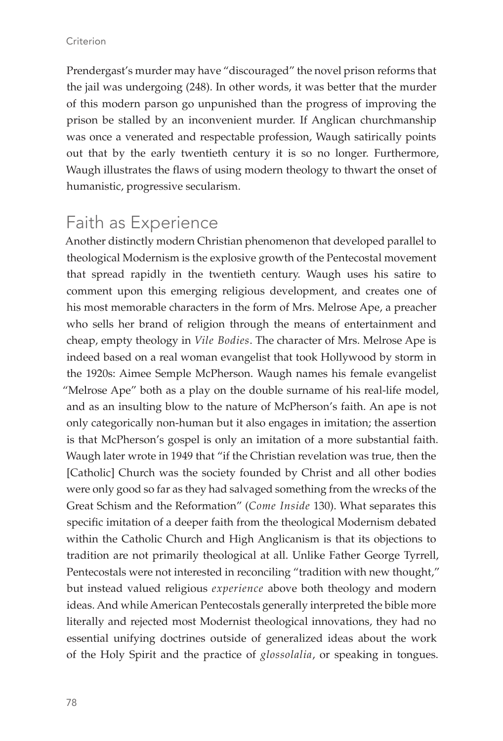Prendergast's murder may have "discouraged" the novel prison reforms that the jail was undergoing (248). In other words, it was better that the murder of this modern parson go unpunished than the progress of improving the prison be stalled by an inconvenient murder. If Anglican churchmanship was once a venerated and respectable profession, Waugh satirically points out that by the early twentieth century it is so no longer. Furthermore, Waugh illustrates the flaws of using modern theology to thwart the onset of humanistic, progressive secularism.

## Faith as Experience

Another distinctly modern Christian phenomenon that developed parallel to theological Modernism is the explosive growth of the Pentecostal movement that spread rapidly in the twentieth century. Waugh uses his satire to comment upon this emerging religious development, and creates one of his most memorable characters in the form of Mrs. Melrose Ape, a preacher who sells her brand of religion through the means of entertainment and cheap, empty theology in *Vile Bodies*. The character of Mrs. Melrose Ape is indeed based on a real woman evangelist that took Hollywood by storm in the 1920s: Aimee Semple McPherson. Waugh names his female evangelist "Melrose Ape" both as a play on the double surname of his real-life model, and as an insulting blow to the nature of McPherson's faith. An ape is not only categorically non-human but it also engages in imitation; the assertion is that McPherson's gospel is only an imitation of a more substantial faith. Waugh later wrote in 1949 that "if the Christian revelation was true, then the [Catholic] Church was the society founded by Christ and all other bodies were only good so far as they had salvaged something from the wrecks of the Great Schism and the Reformation" (*Come Inside* 130). What separates this specific imitation of a deeper faith from the theological Modernism debated within the Catholic Church and High Anglicanism is that its objections to tradition are not primarily theological at all. Unlike Father George Tyrrell, Pentecostals were not interested in reconciling "tradition with new thought," but instead valued religious *experience* above both theology and modern ideas. And while American Pentecostals generally interpreted the bible more literally and rejected most Modernist theological innovations, they had no essential unifying doctrines outside of generalized ideas about the work of the Holy Spirit and the practice of *glossolalia*, or speaking in tongues.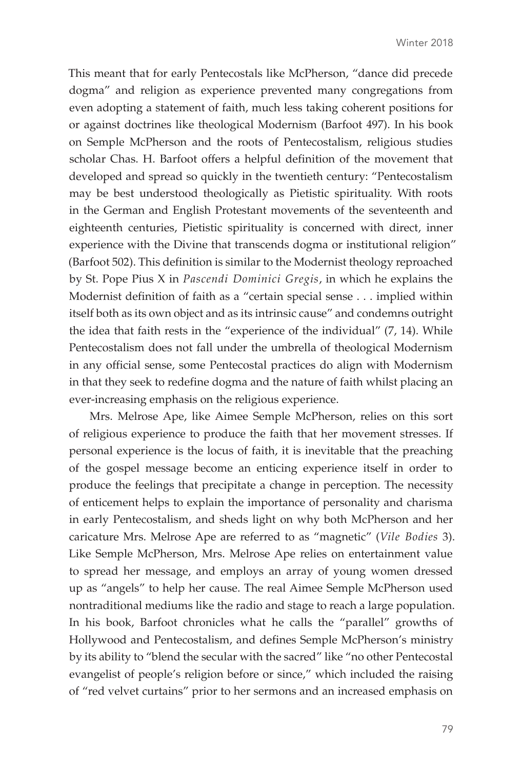This meant that for early Pentecostals like McPherson, "dance did precede dogma" and religion as experience prevented many congregations from even adopting a statement of faith, much less taking coherent positions for or against doctrines like theological Modernism (Barfoot 497). In his book on Semple McPherson and the roots of Pentecostalism, religious studies scholar Chas. H. Barfoot offers a helpful definition of the movement that developed and spread so quickly in the twentieth century: "Pentecostalism may be best understood theologically as Pietistic spirituality. With roots in the German and English Protestant movements of the seventeenth and eighteenth centuries, Pietistic spirituality is concerned with direct, inner experience with the Divine that transcends dogma or institutional religion" (Barfoot 502). This definition is similar to the Modernist theology reproached by St. Pope Pius X in *Pascendi Dominici Gregis*, in which he explains the Modernist definition of faith as a "certain special sense . . . implied within itself both as its own object and as its intrinsic cause" and condemns outright the idea that faith rests in the "experience of the individual" (7, 14). While Pentecostalism does not fall under the umbrella of theological Modernism in any official sense, some Pentecostal practices do align with Modernism in that they seek to redefine dogma and the nature of faith whilst placing an ever-increasing emphasis on the religious experience.

Mrs. Melrose Ape, like Aimee Semple McPherson, relies on this sort of religious experience to produce the faith that her movement stresses. If personal experience is the locus of faith, it is inevitable that the preaching of the gospel message become an enticing experience itself in order to produce the feelings that precipitate a change in perception. The necessity of enticement helps to explain the importance of personality and charisma in early Pentecostalism, and sheds light on why both McPherson and her caricature Mrs. Melrose Ape are referred to as "magnetic" (*Vile Bodies* 3). Like Semple McPherson, Mrs. Melrose Ape relies on entertainment value to spread her message, and employs an array of young women dressed up as "angels" to help her cause. The real Aimee Semple McPherson used nontraditional mediums like the radio and stage to reach a large population. In his book, Barfoot chronicles what he calls the "parallel" growths of Hollywood and Pentecostalism, and defines Semple McPherson's ministry by its ability to "blend the secular with the sacred" like "no other Pentecostal evangelist of people's religion before or since," which included the raising of "red velvet curtains" prior to her sermons and an increased emphasis on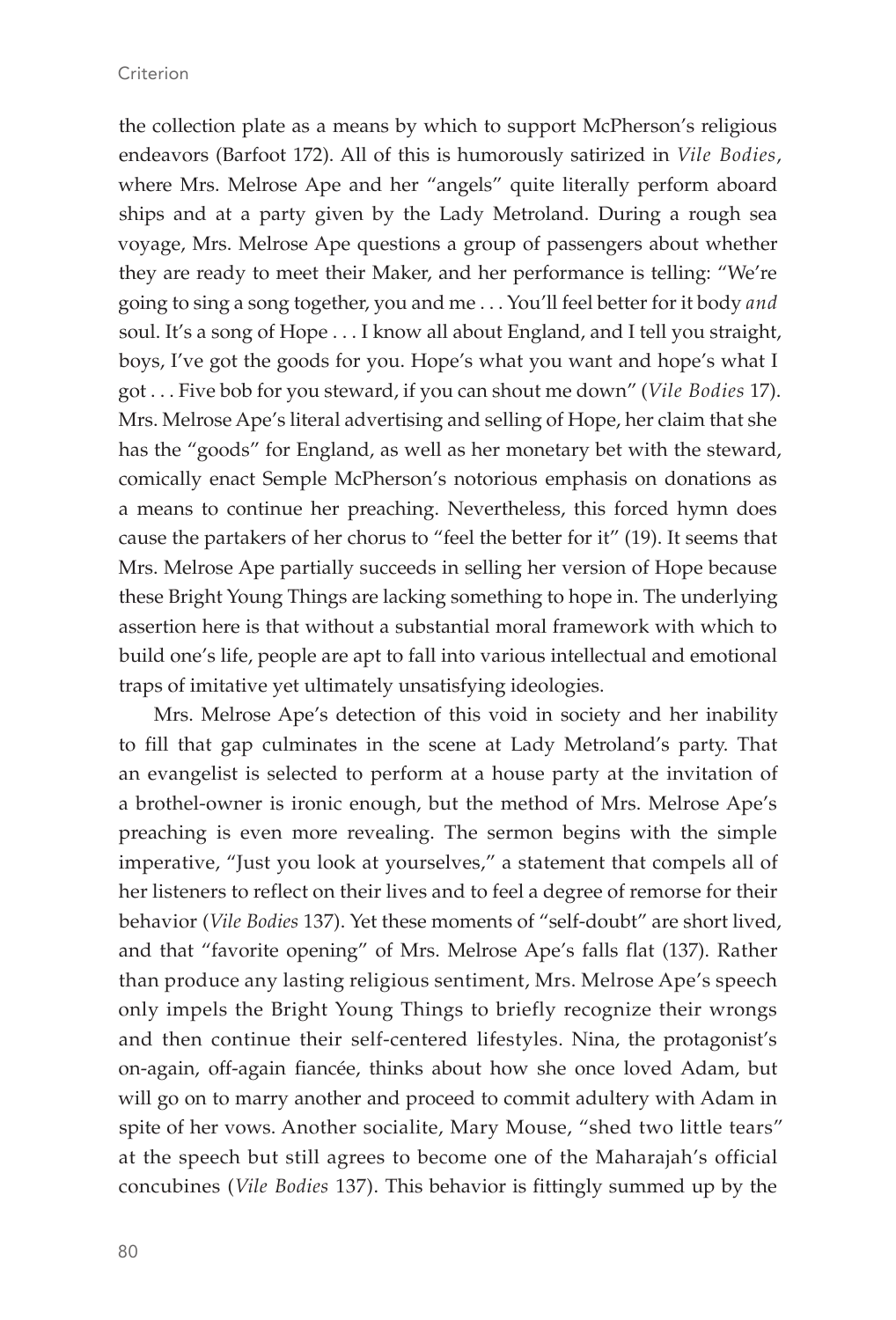the collection plate as a means by which to support McPherson's religious endeavors (Barfoot 172). All of this is humorously satirized in *Vile Bodies*, where Mrs. Melrose Ape and her "angels" quite literally perform aboard ships and at a party given by the Lady Metroland. During a rough sea voyage, Mrs. Melrose Ape questions a group of passengers about whether they are ready to meet their Maker, and her performance is telling: "We're going to sing a song together, you and me . . . You'll feel better for it body *and* soul. It's a song of Hope . . . I know all about England, and I tell you straight, boys, I've got the goods for you. Hope's what you want and hope's what I got . . . Five bob for you steward, if you can shout me down" (*Vile Bodies* 17). Mrs. Melrose Ape's literal advertising and selling of Hope, her claim that she has the "goods" for England, as well as her monetary bet with the steward, comically enact Semple McPherson's notorious emphasis on donations as a means to continue her preaching. Nevertheless, this forced hymn does cause the partakers of her chorus to "feel the better for it" (19). It seems that Mrs. Melrose Ape partially succeeds in selling her version of Hope because these Bright Young Things are lacking something to hope in. The underlying assertion here is that without a substantial moral framework with which to build one's life, people are apt to fall into various intellectual and emotional traps of imitative yet ultimately unsatisfying ideologies.

Mrs. Melrose Ape's detection of this void in society and her inability to fill that gap culminates in the scene at Lady Metroland's party. That an evangelist is selected to perform at a house party at the invitation of a brothel-owner is ironic enough, but the method of Mrs. Melrose Ape's preaching is even more revealing. The sermon begins with the simple imperative, "Just you look at yourselves," a statement that compels all of her listeners to reflect on their lives and to feel a degree of remorse for their behavior (*Vile Bodies* 137). Yet these moments of "self-doubt" are short lived, and that "favorite opening" of Mrs. Melrose Ape's falls flat (137). Rather than produce any lasting religious sentiment, Mrs. Melrose Ape's speech only impels the Bright Young Things to briefly recognize their wrongs and then continue their self-centered lifestyles. Nina, the protagonist's on-again, off-again fiancée, thinks about how she once loved Adam, but will go on to marry another and proceed to commit adultery with Adam in spite of her vows. Another socialite, Mary Mouse, "shed two little tears" at the speech but still agrees to become one of the Maharajah's official concubines (*Vile Bodies* 137). This behavior is fittingly summed up by the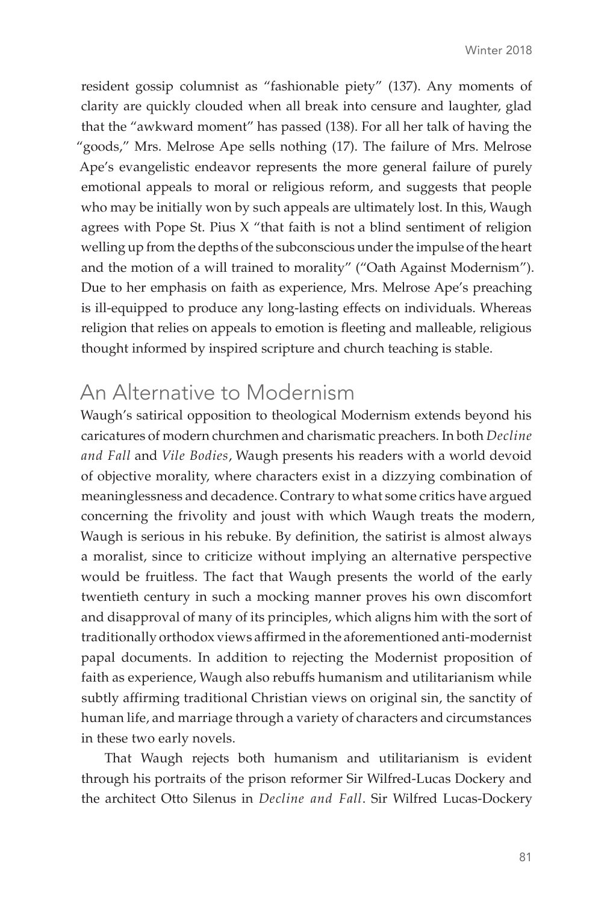resident gossip columnist as "fashionable piety" (137). Any moments of clarity are quickly clouded when all break into censure and laughter, glad that the "awkward moment" has passed (138). For all her talk of having the "goods," Mrs. Melrose Ape sells nothing (17). The failure of Mrs. Melrose Ape's evangelistic endeavor represents the more general failure of purely emotional appeals to moral or religious reform, and suggests that people who may be initially won by such appeals are ultimately lost. In this, Waugh agrees with Pope St. Pius X "that faith is not a blind sentiment of religion welling up from the depths of the subconscious under the impulse of the heart and the motion of a will trained to morality" ("Oath Against Modernism"). Due to her emphasis on faith as experience, Mrs. Melrose Ape's preaching is ill-equipped to produce any long-lasting effects on individuals. Whereas religion that relies on appeals to emotion is fleeting and malleable, religious thought informed by inspired scripture and church teaching is stable.

## An Alternative to Modernism

Waugh's satirical opposition to theological Modernism extends beyond his caricatures of modern churchmen and charismatic preachers. In both *Decline and Fall* and *Vile Bodies*, Waugh presents his readers with a world devoid of objective morality, where characters exist in a dizzying combination of meaninglessness and decadence. Contrary to what some critics have argued concerning the frivolity and joust with which Waugh treats the modern, Waugh is serious in his rebuke. By definition, the satirist is almost always a moralist, since to criticize without implying an alternative perspective would be fruitless. The fact that Waugh presents the world of the early twentieth century in such a mocking manner proves his own discomfort and disapproval of many of its principles, which aligns him with the sort of traditionally orthodox views affirmed in the aforementioned anti-modernist papal documents. In addition to rejecting the Modernist proposition of faith as experience, Waugh also rebuffs humanism and utilitarianism while subtly affirming traditional Christian views on original sin, the sanctity of human life, and marriage through a variety of characters and circumstances in these two early novels.

That Waugh rejects both humanism and utilitarianism is evident through his portraits of the prison reformer Sir Wilfred-Lucas Dockery and the architect Otto Silenus in *Decline and Fall*. Sir Wilfred Lucas-Dockery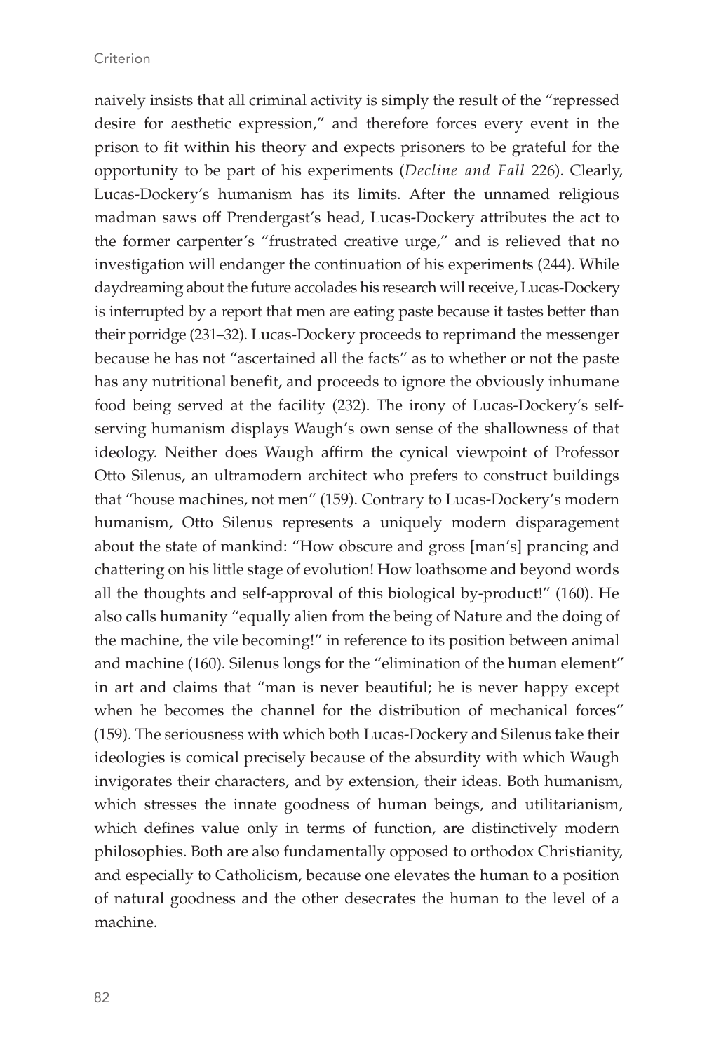naively insists that all criminal activity is simply the result of the "repressed desire for aesthetic expression," and therefore forces every event in the prison to fit within his theory and expects prisoners to be grateful for the opportunity to be part of his experiments (*Decline and Fall* 226). Clearly, Lucas-Dockery's humanism has its limits. After the unnamed religious madman saws off Prendergast's head, Lucas-Dockery attributes the act to the former carpenter's "frustrated creative urge," and is relieved that no investigation will endanger the continuation of his experiments (244). While daydreaming about the future accolades his research will receive, Lucas-Dockery is interrupted by a report that men are eating paste because it tastes better than their porridge (231–32). Lucas-Dockery proceeds to reprimand the messenger because he has not "ascertained all the facts" as to whether or not the paste has any nutritional benefit, and proceeds to ignore the obviously inhumane food being served at the facility (232). The irony of Lucas-Dockery's self-serving humanism displays Waugh's own sense of the shallowness of that ideology. Neither does Waugh affirm the cynical viewpoint of Professor Otto Silenus, an ultramodern architect who prefers to construct buildings that "house machines, not men" (159). Contrary to Lucas-Dockery's modern humanism, Otto Silenus represents a uniquely modern disparagement about the state of mankind: "How obscure and gross [man's] prancing and chattering on his little stage of evolution! How loathsome and beyond words all the thoughts and self-approval of this biological by-product!" (160). He also calls humanity "equally alien from the being of Nature and the doing of the machine, the vile becoming!" in reference to its position between animal and machine (160). Silenus longs for the "elimination of the human element" in art and claims that "man is never beautiful; he is never happy except when he becomes the channel for the distribution of mechanical forces" (159). The seriousness with which both Lucas-Dockery and Silenus take their ideologies is comical precisely because of the absurdity with which Waugh invigorates their characters, and by extension, their ideas. Both humanism, which stresses the innate goodness of human beings, and utilitarianism, which defines value only in terms of function, are distinctively modern philosophies. Both are also fundamentally opposed to orthodox Christianity, and especially to Catholicism, because one elevates the human to a position of natural goodness and the other desecrates the human to the level of a machine.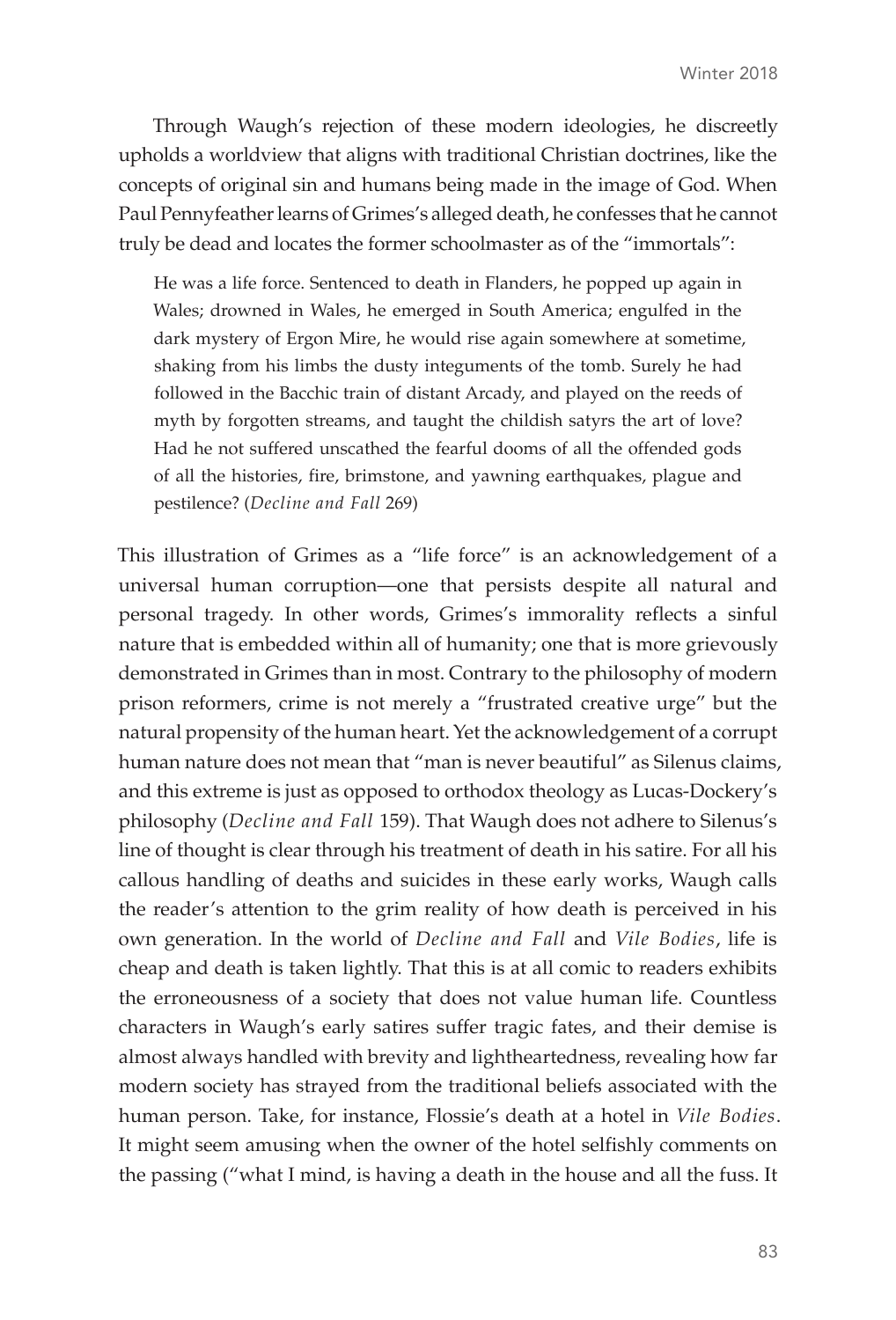Through Waugh's rejection of these modern ideologies, he discreetly upholds a worldview that aligns with traditional Christian doctrines, like the concepts of original sin and humans being made in the image of God. When Paul Pennyfeather learns of Grimes's alleged death, he confesses that he cannot truly be dead and locates the former schoolmaster as of the "immortals":

> He was a life force. Sentenced to death in Flanders, he popped up again in Wales; drowned in Wales, he emerged in South America; engulfed in the dark mystery of Ergon Mire, he would rise again somewhere at sometime, shaking from his limbs the dusty integuments of the tomb. Surely he had followed in the Bacchic train of distant Arcady, and played on the reeds of myth by forgotten streams, and taught the childish satyrs the art of love? Had he not suffered unscathed the fearful dooms of all the offended gods of all the histories, fire, brimstone, and yawning earthquakes, plague and pestilence? (*Decline and Fall* 269)

This illustration of Grimes as a "life force" is an acknowledgement of a universal human corruption—one that persists despite all natural and personal tragedy. In other words, Grimes's immorality reflects a sinful nature that is embedded within all of humanity; one that is more grievously demonstrated in Grimes than in most. Contrary to the philosophy of modern prison reformers, crime is not merely a "frustrated creative urge" but the natural propensity of the human heart. Yet the acknowledgement of a corrupt human nature does not mean that "man is never beautiful" as Silenus claims, and this extreme is just as opposed to orthodox theology as Lucas-Dockery's philosophy (*Decline and Fall* 159). That Waugh does not adhere to Silenus's line of thought is clear through his treatment of death in his satire. For all his callous handling of deaths and suicides in these early works, Waugh calls the reader's attention to the grim reality of how death is perceived in his own generation. In the world of *Decline and Fall* and *Vile Bodies*, life is cheap and death is taken lightly. That this is at all comic to readers exhibits the erroneousness of a society that does not value human life. Countless characters in Waugh's early satires suffer tragic fates, and their demise is almost always handled with brevity and lightheartedness, revealing how far modern society has strayed from the traditional beliefs associated with the human person. Take, for instance, Flossie's death at a hotel in *Vile Bodies*. It might seem amusing when the owner of the hotel selfishly comments on the passing ("what I mind, is having a death in the house and all the fuss. It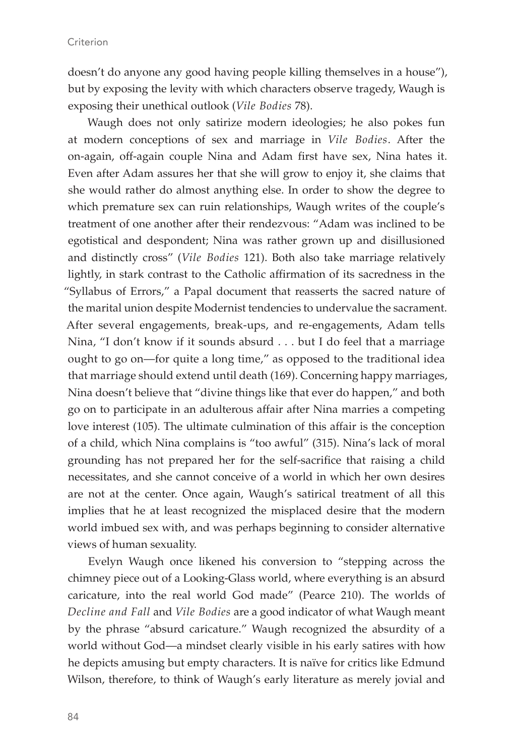doesn't do anyone any good having people killing themselves in a house"), but by exposing the levity with which characters observe tragedy, Waugh is exposing their unethical outlook (*Vile Bodies* 78).

Waugh does not only satirize modern ideologies; he also pokes fun at modern conceptions of sex and marriage in *Vile Bodies*. After the on-again, off-again couple Nina and Adam first have sex, Nina hates it. Even after Adam assures her that she will grow to enjoy it, she claims that she would rather do almost anything else. In order to show the degree to which premature sex can ruin relationships, Waugh writes of the couple's treatment of one another after their rendezvous: "Adam was inclined to be egotistical and despondent; Nina was rather grown up and disillusioned and distinctly cross" (*Vile Bodies* 121). Both also take marriage relatively lightly, in stark contrast to the Catholic affirmation of its sacredness in the "Syllabus of Errors," a Papal document that reasserts the sacred nature of the marital union despite Modernist tendencies to undervalue the sacrament. After several engagements, break-ups, and re-engagements, Adam tells Nina, "I don't know if it sounds absurd . . . but I do feel that a marriage ought to go on—for quite a long time," as opposed to the traditional idea that marriage should extend until death (169). Concerning happy marriages, Nina doesn't believe that "divine things like that ever do happen," and both go on to participate in an adulterous affair after Nina marries a competing love interest (105). The ultimate culmination of this affair is the conception of a child, which Nina complains is "too awful" (315). Nina's lack of moral grounding has not prepared her for the self-sacrifice that raising a child necessitates, and she cannot conceive of a world in which her own desires are not at the center. Once again, Waugh's satirical treatment of all this implies that he at least recognized the misplaced desire that the modern world imbued sex with, and was perhaps beginning to consider alternative views of human sexuality.

Evelyn Waugh once likened his conversion to "stepping across the chimney piece out of a Looking-Glass world, where everything is an absurd caricature, into the real world God made" (Pearce 210). The worlds of *Decline and Fall* and *Vile Bodies* are a good indicator of what Waugh meant by the phrase "absurd caricature." Waugh recognized the absurdity of a world without God—a mindset clearly visible in his early satires with how he depicts amusing but empty characters. It is naïve for critics like Edmund Wilson, therefore, to think of Waugh's early literature as merely jovial and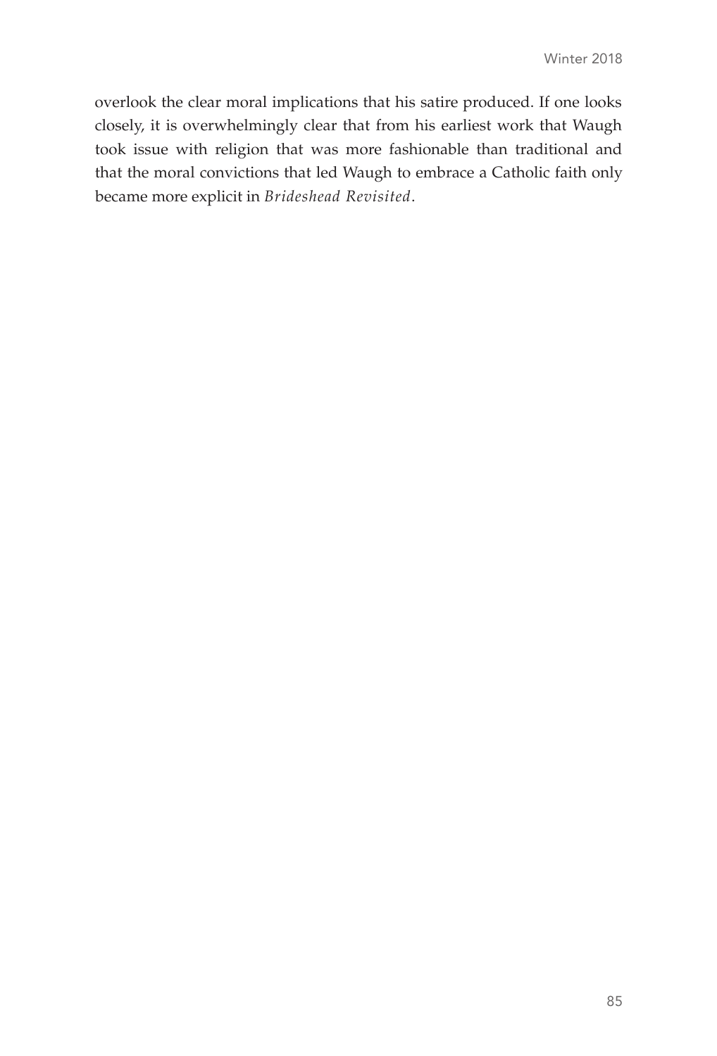overlook the clear moral implications that his satire produced. If one looks closely, it is overwhelmingly clear that from his earliest work that Waugh took issue with religion that was more fashionable than traditional and that the moral convictions that led Waugh to embrace a Catholic faith only became more explicit in *Brideshead Revisited*.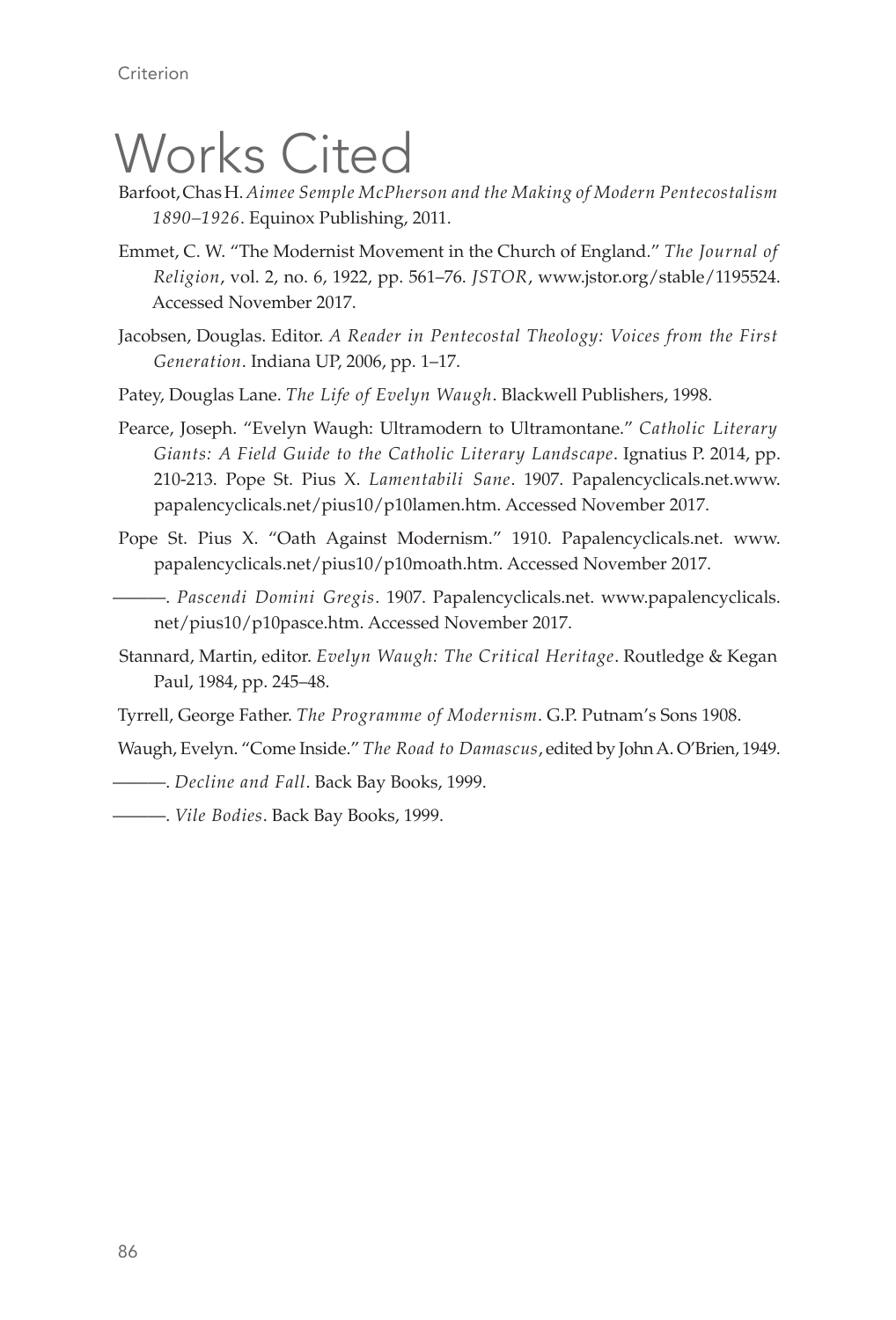# Works Cited

Barfoot, Chas H. *Aimee Semple McPherson and the Making of Modern Pentecostalism 1890–1926*. Equinox Publishing, 2011.

Emmet, C. W. "The Modernist Movement in the Church of England." *The Journal of Religion*, vol. 2, no. 6, 1922, pp. 561–76. *JSTOR*, www.jstor.org/stable/1195524. Accessed November 2017.

Jacobsen, Douglas. Editor. *A Reader in Pentecostal Theology: Voices from the First Generation*. Indiana UP, 2006, pp. 1–17.

Patey, Douglas Lane. *The Life of Evelyn Waugh*. Blackwell Publishers, 1998.

Pearce, Joseph. "Evelyn Waugh: Ultramodern to Ultramontane." *Catholic Literary Giants: A Field Guide to the Catholic Literary Landscape*. Ignatius P. 2014, pp. 210-213. Pope St. Pius X. *Lamentabili Sane*. 1907. Papalencyclicals.net.www. papalencyclicals.net/pius10/p10lamen.htm. Accessed November 2017.

Pope St. Pius X. "Oath Against Modernism." 1910. Papalencyclicals.net. www. papalencyclicals.net/pius10/p10moath.htm. Accessed November 2017.

———. *Pascendi Domini Gregis*. 1907. Papalencyclicals.net. www.papalencyclicals. net/pius10/p10pasce.htm. Accessed November 2017.

Stannard, Martin, editor. *Evelyn Waugh: The Critical Heritage*. Routledge & Kegan Paul, 1984, pp. 245–48.

Tyrrell, George Father. *The Programme of Modernism*. G.P. Putnam's Sons 1908.

Waugh, Evelyn. "Come Inside." *The Road to Damascus*, edited by John A. O'Brien, 1949.

———. *Decline and Fall*. Back Bay Books, 1999.

———. *Vile Bodies*. Back Bay Books, 1999.